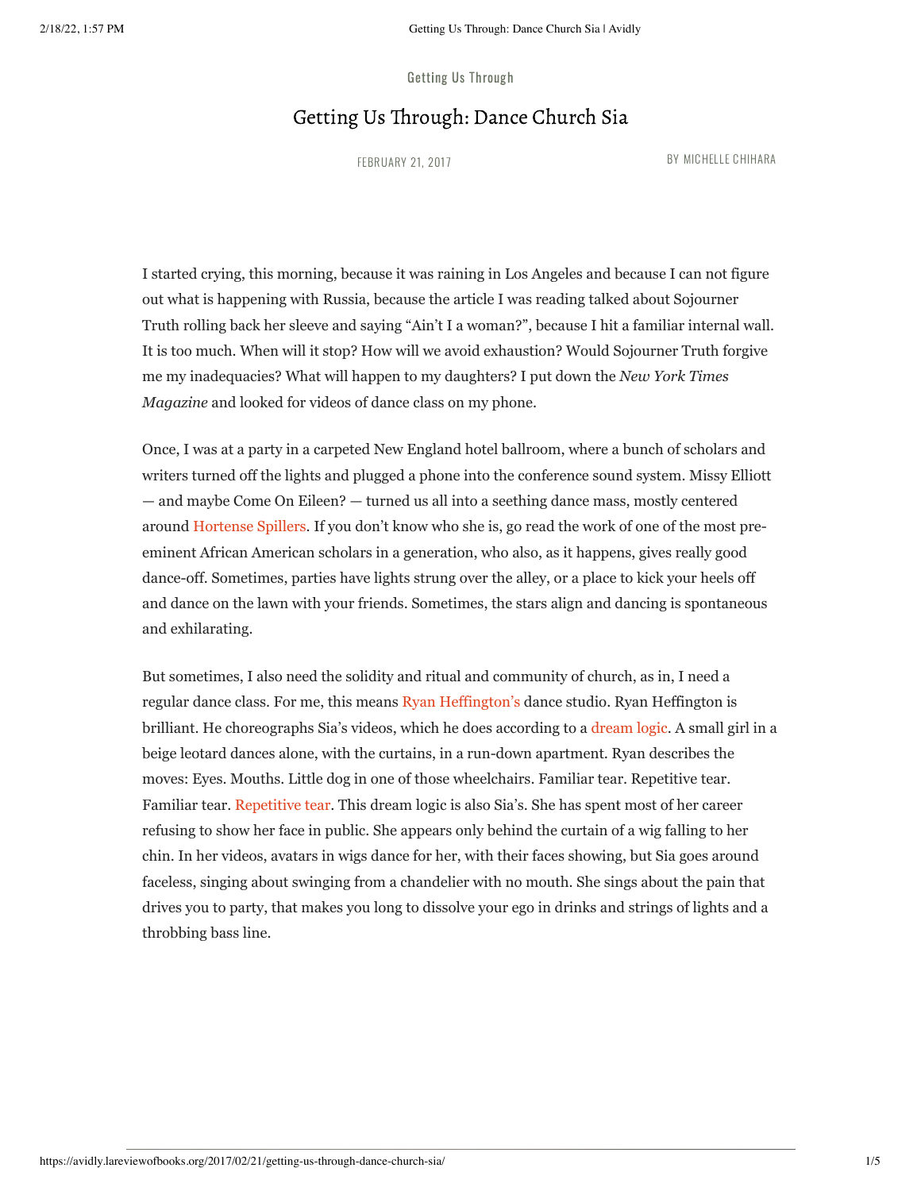Getting Us Through

# Getting Us Through: Dance Church Sia

FEBRUARY 21, 2017

BY MICHELLE CHIHARA

I started crying, this morning, because it was raining in Los Angeles and because I can not figure out what is happening with Russia, because the article I was reading talked about Sojourner Truth rolling back her sleeve and saying "Ain't I a woman?", because I hit a familiar internal wall. It is too much. When will it stop? How will we avoid exhaustion? Would Sojourner Truth forgive me my inadequacies? What will happen to my daughters? I put down the *New York Times Magazine* and looked for videos of dance class on my phone.

Once, I was at a party in a carpeted New England hotel ballroom, where a bunch of scholars and writers turned off the lights and plugged a phone into the conference sound system. Missy Elliott — and maybe Come On Eileen? — turned us all into a seething dance mass, mostly centered around Hortense Spillers. If you don't know who she is, go read the work of one of the most pre-eminent African American scholars in a generation, who also, as it happens, gives really good dance-off. Sometimes, parties have lights strung over the alley, or a place to kick your heels off and dance on the lawn with your friends. Sometimes, the stars align and dancing is spontaneous and exhilarating.

But sometimes, I also need the solidity and ritual and community of church, as in, I need a regular dance class. For me, this means Ryan Heffington's dance studio. Ryan Heffington is brilliant. He choreographs Sia's videos, which he does according to a dream logic. A small girl in a beige leotard dances alone, with the curtains, in a run-down apartment. Ryan describes the moves: Eyes. Mouths. Little dog in one of those wheelchairs. Familiar tear. Repetitive tear. Familiar tear. Repetitive tear. This dream logic is also Sia's. She has spent most of her career refusing to show her face in public. She appears only behind the curtain of a wig falling to her chin. In her videos, avatars in wigs dance for her, with their faces showing, but Sia goes around faceless, singing about swinging from a chandelier with no mouth. She sings about the pain that drives you to party, that makes you long to dissolve your ego in drinks and strings of lights and a throbbing bass line.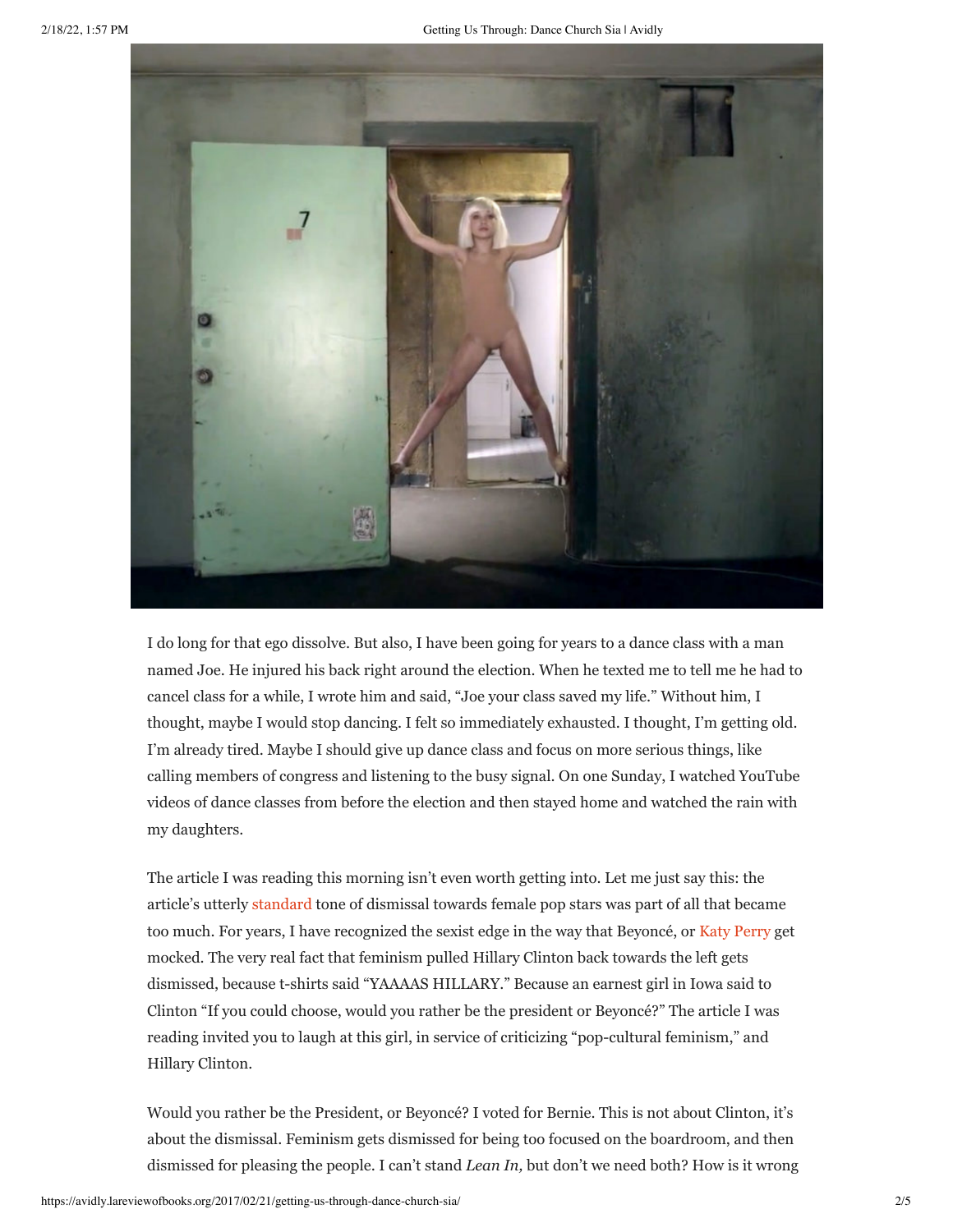I do long for that ego dissolve. But also, I have been going for years to a dance class with a man named Joe. He injured his back right around the election. When he texted me to tell me he had to cancel class for a while, I wrote him and said, "Joe your class saved my life." Without him, I thought, maybe I would stop dancing. I felt so immediately exhausted. I thought, I'm getting old. I'm already tired. Maybe I should give up dance class and focus on more serious things, like calling members of congress and listening to the busy signal. On one Sunday, I watched YouTube videos of dance classes from before the election and then stayed home and watched the rain with my daughters.

The article I was reading this morning isn't even worth getting into. Let me just say this: the article's utterly standard tone of dismissal towards female pop stars was part of all that became too much. For years, I have recognized the sexist edge in the way that Beyoncé, or Katy Perry get mocked. The very real fact that feminism pulled Hillary Clinton back towards the left gets dismissed, because t-shirts said "YAAAAS HILLARY." Because an earnest girl in Iowa said to Clinton "If you could choose, would you rather be the president or Beyoncé?" The article I was reading invited you to laugh at this girl, in service of criticizing "pop-cultural feminism," and Hillary Clinton.

Would you rather be the President, or Beyoncé? I voted for Bernie. This is not about Clinton, it's about the dismissal. Feminism gets dismissed for being too focused on the boardroom, and then dismissed for pleasing the people. I can't stand *Lean In,* but don't we need both? How is it wrong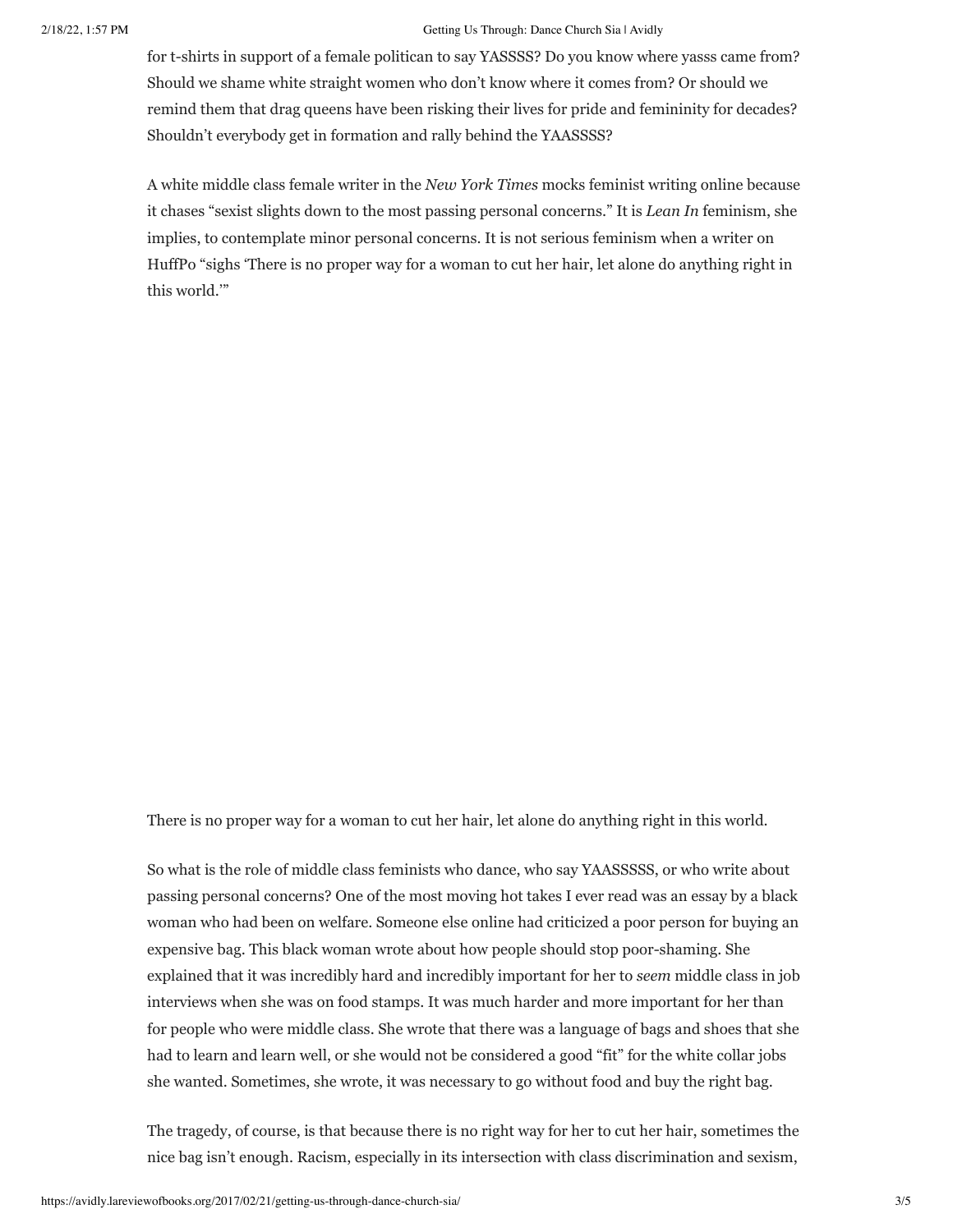for t-shirts in support of a female politican to say YASSSS? Do you know where yasss came from? Should we shame white straight women who don't know where it comes from? Or should we remind them that drag queens have been risking their lives for pride and femininity for decades? Shouldn't everybody get in formation and rally behind the YAASSSS?

A white middle class female writer in the *New York Times* mocks feminist writing online because it chases "sexist slights down to the most passing personal concerns." It is *Lean In* feminism, she implies, to contemplate minor personal concerns. It is not serious feminism when a writer on HuffPo "sighs 'There is no proper way for a woman to cut her hair, let alone do anything right in this world.'"

There is no proper way for a woman to cut her hair, let alone do anything right in this world.

So what is the role of middle class feminists who dance, who say YAASSSSS, or who write about passing personal concerns? One of the most moving hot takes I ever read was an essay by a black woman who had been on welfare. Someone else online had criticized a poor person for buying an expensive bag. This black woman wrote about how people should stop poor-shaming. She explained that it was incredibly hard and incredibly important for her to *seem* middle class in job interviews when she was on food stamps. It was much harder and more important for her than for people who were middle class. She wrote that there was a language of bags and shoes that she had to learn and learn well, or she would not be considered a good "fit" for the white collar jobs she wanted. Sometimes, she wrote, it was necessary to go without food and buy the right bag.

The tragedy, of course, is that because there is no right way for her to cut her hair, sometimes the nice bag isn't enough. Racism, especially in its intersection with class discrimination and sexism,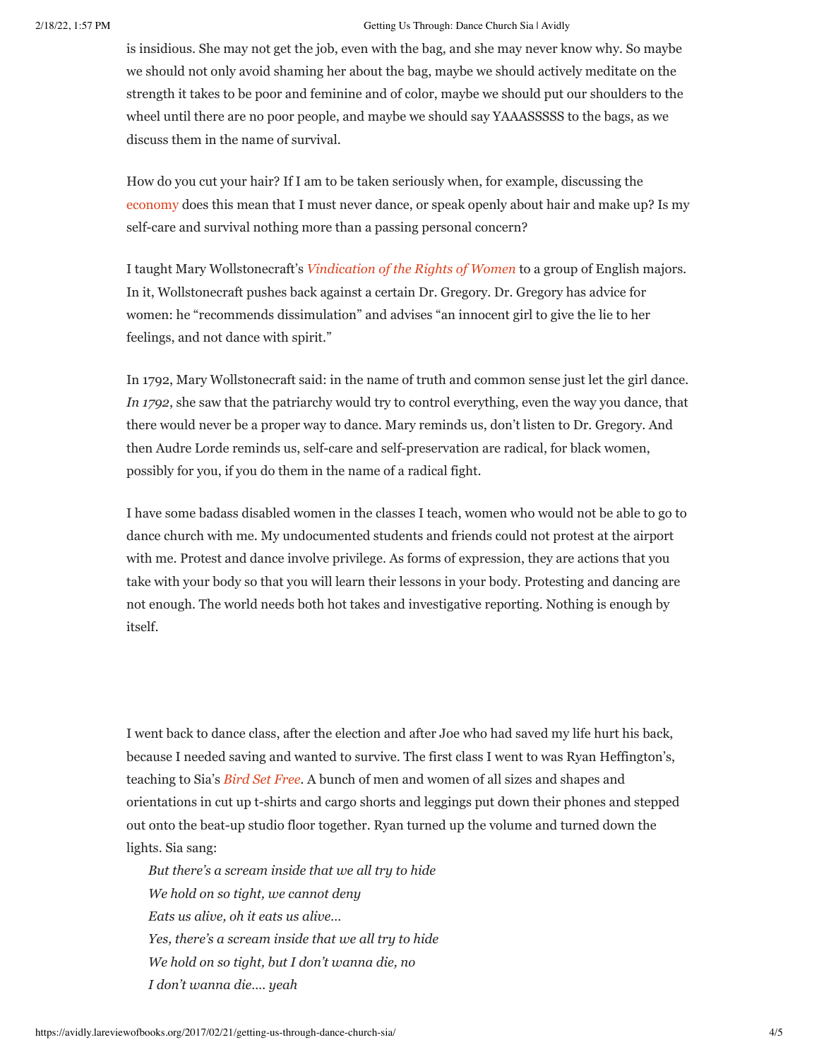is insidious. She may not get the job, even with the bag, and she may never know why. So maybe we should not only avoid shaming her about the bag, maybe we should actively meditate on the strength it takes to be poor and feminine and of color, maybe we should put our shoulders to the wheel until there are no poor people, and maybe we should say YAAASSSSS to the bags, as we discuss them in the name of survival.

How do you cut your hair? If I am to be taken seriously when, for example, discussing the economy does this mean that I must never dance, or speak openly about hair and make up? Is my self-care and survival nothing more than a passing personal concern?

I taught Mary Wollstonecraft's *Vindication of the Rights of Women* to a group of English majors. In it, Wollstonecraft pushes back against a certain Dr. Gregory. Dr. Gregory has advice for women: he "recommends dissimulation" and advises "an innocent girl to give the lie to her feelings, and not dance with spirit."

In 1792, Mary Wollstonecraft said: in the name of truth and common sense just let the girl dance. *In 1792*, she saw that the patriarchy would try to control everything, even the way you dance, that there would never be a proper way to dance. Mary reminds us, don't listen to Dr. Gregory. And then Audre Lorde reminds us, self-care and self-preservation are radical, for black women, possibly for you, if you do them in the name of a radical fight.

I have some badass disabled women in the classes I teach, women who would not be able to go to dance church with me. My undocumented students and friends could not protest at the airport with me. Protest and dance involve privilege. As forms of expression, they are actions that you take with your body so that you will learn their lessons in your body. Protesting and dancing are not enough. The world needs both hot takes and investigative reporting. Nothing is enough by itself.

I went back to dance class, after the election and after Joe who had saved my life hurt his back, because I needed saving and wanted to survive. The first class I went to was Ryan Heffington's, teaching to Sia's *Bird Set Free*. A bunch of men and women of all sizes and shapes and orientations in cut up t-shirts and cargo shorts and leggings put down their phones and stepped out onto the beat-up studio floor together. Ryan turned up the volume and turned down the lights. Sia sang:

*But there's a scream inside that we all try to hide*
*We hold on so tight, we cannot deny*
*Eats us alive, oh it eats us alive…*
*Yes, there's a scream inside that we all try to hide*
*We hold on so tight, but I don't wanna die, no*
*I don't wanna die…. yeah*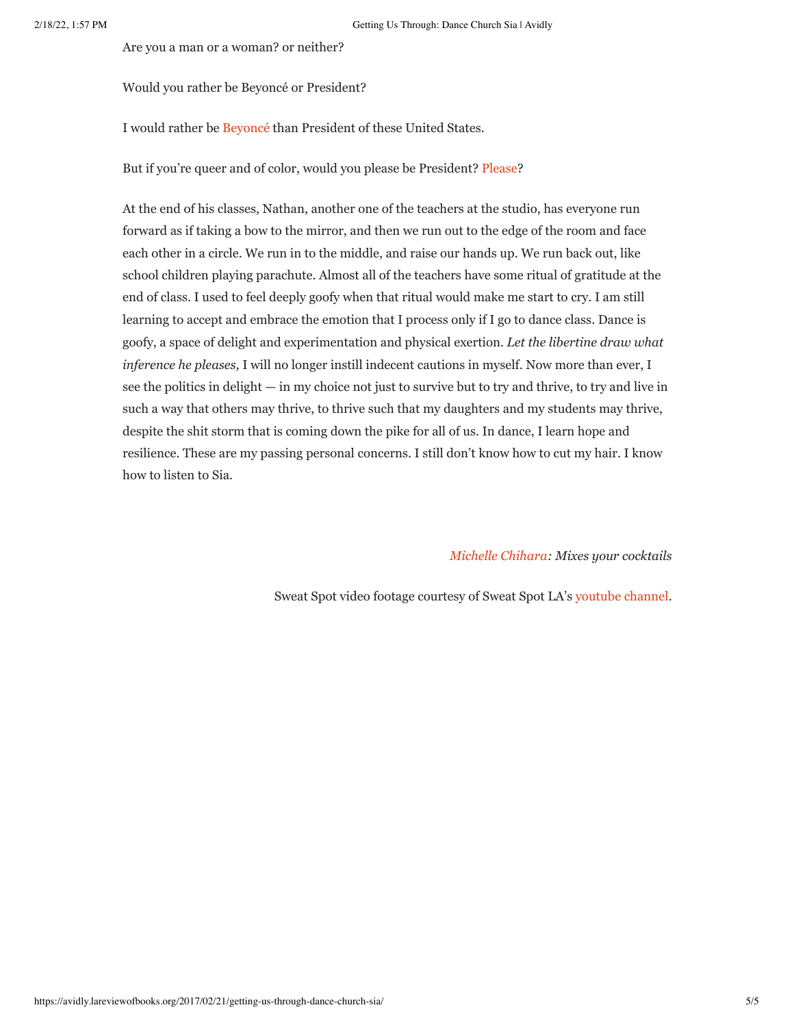Are you a man or a woman? or neither?

Would you rather be Beyoncé or President?

I would rather be Beyoncé than President of these United States.

But if you're queer and of color, would you please be President? Please?

At the end of his classes, Nathan, another one of the teachers at the studio, has everyone run forward as if taking a bow to the mirror, and then we run out to the edge of the room and face each other in a circle. We run in to the middle, and raise our hands up. We run back out, like school children playing parachute. Almost all of the teachers have some ritual of gratitude at the end of class. I used to feel deeply goofy when that ritual would make me start to cry. I am still learning to accept and embrace the emotion that I process only if I go to dance class. Dance is goofy, a space of delight and experimentation and physical exertion. *Let the libertine draw what inference he pleases,* I will no longer instill indecent cautions in myself. Now more than ever, I see the politics in delight — in my choice not just to survive but to try and thrive, to try and live in such a way that others may thrive, to thrive such that my daughters and my students may thrive, despite the shit storm that is coming down the pike for all of us. In dance, I learn hope and resilience. These are my passing personal concerns. I still don't know how to cut my hair. I know how to listen to Sia.

*Michelle Chihara: Mixes your cocktails*

Sweat Spot video footage courtesy of Sweat Spot LA's youtube channel.